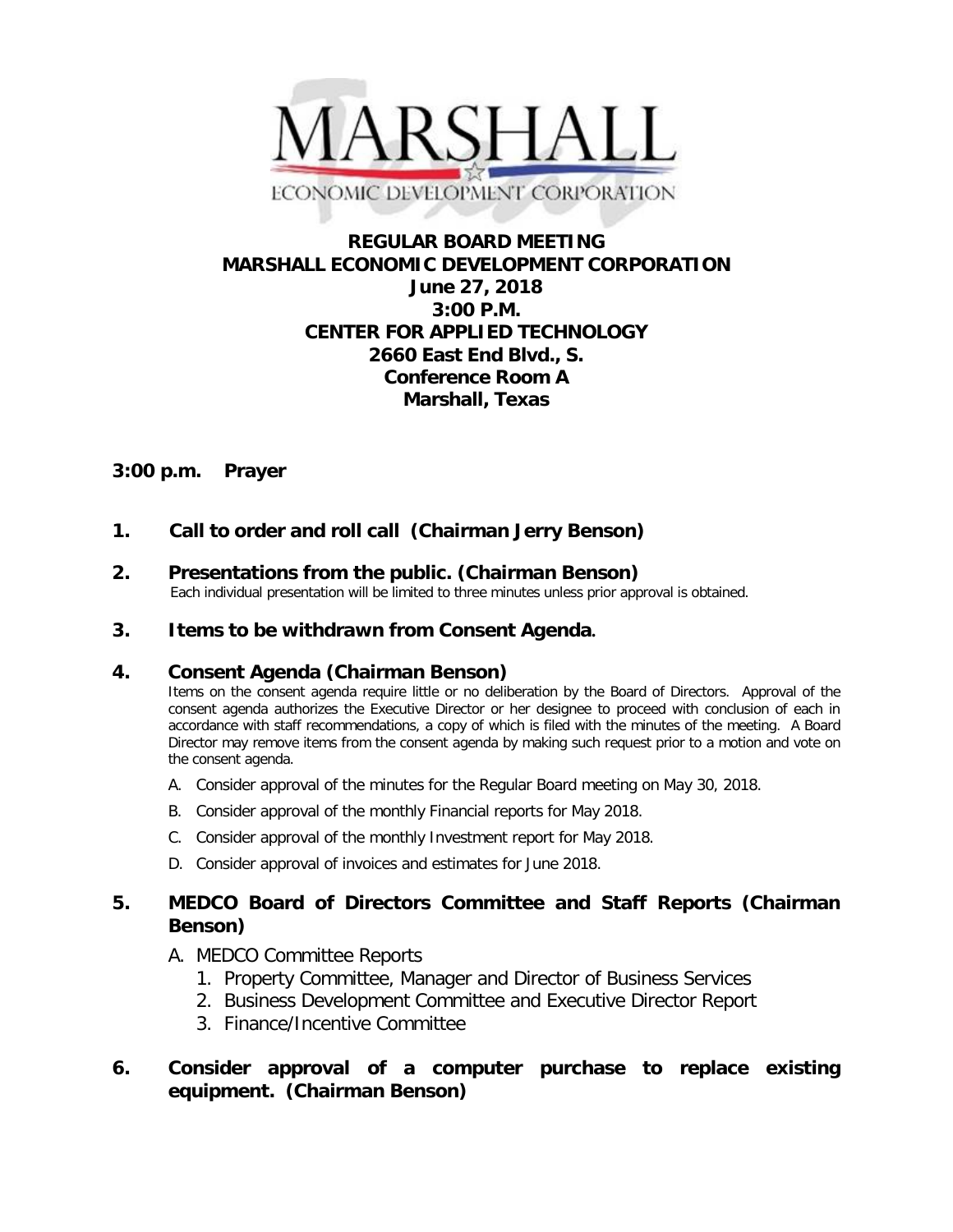MARSHALL

ECONOMIC DEVELOPMENT CORPORATION

**REGULAR BOARD MEETING**
**MARSHALL ECONOMIC DEVELOPMENT CORPORATION**
**June 27, 2018**
**3:00 P.M.**
**CENTER FOR APPLIED TECHNOLOGY**
**2660 East End Blvd., S.**
**Conference Room A**
**Marshall, Texas**

**3:00 p.m. Prayer**

**1. Call to order and roll call (Chairman Jerry Benson)**

**2. Presentations from the public. (Chairman Benson)**
Each individual presentation will be limited to three minutes unless prior approval is obtained.

**3. Items to be withdrawn from Consent Agenda.**

**4. Consent Agenda (Chairman Benson)**
Items on the consent agenda require little or no deliberation by the Board of Directors. Approval of the consent agenda authorizes the Executive Director or her designee to proceed with conclusion of each in accordance with staff recommendations, a copy of which is filed with the minutes of the meeting. A Board Director may remove items from the consent agenda by making such request prior to a motion and vote on the consent agenda.

A. Consider approval of the minutes for the Regular Board meeting on May 30, 2018.
B. Consider approval of the monthly Financial reports for May 2018.
C. Consider approval of the monthly Investment report for May 2018.
D. Consider approval of invoices and estimates for June 2018.

**5. MEDCO Board of Directors Committee and Staff Reports (Chairman Benson)**

A. MEDCO Committee Reports
   1. Property Committee, Manager and Director of Business Services
   2. Business Development Committee and Executive Director Report
   3. Finance/Incentive Committee

**6. Consider approval of a computer purchase to replace existing equipment. (Chairman Benson)**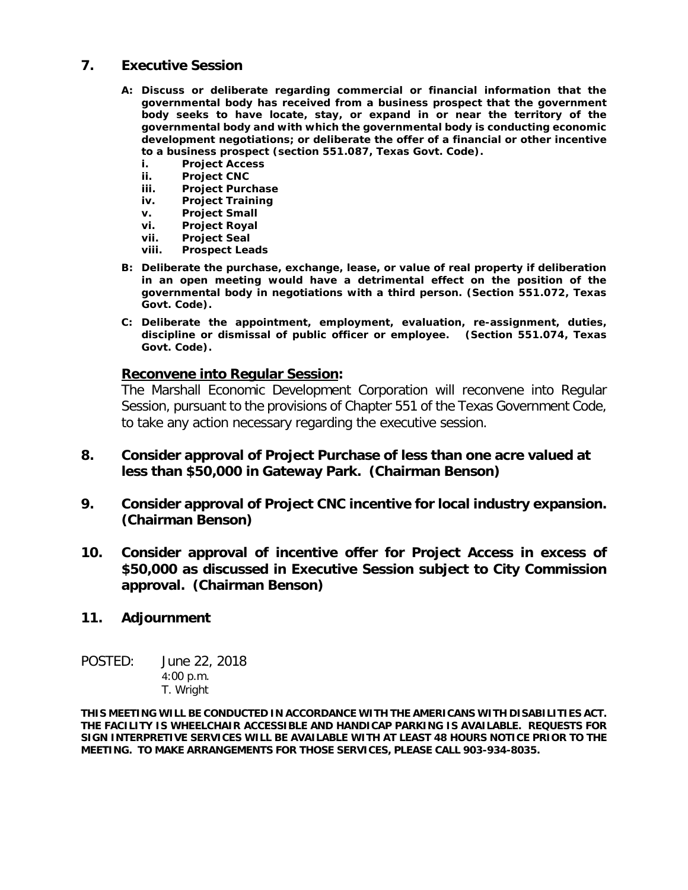## 7. Executive Session

**A: Discuss or deliberate regarding commercial or financial information that the governmental body has received from a business prospect that the government body seeks to have locate, stay, or expand in or near the territory of the governmental body and with which the governmental body is conducting economic development negotiations; or deliberate the offer of a financial or other incentive to a business prospect (section 551.087, Texas Govt. Code).**

- **i. Project Access**
- **ii. Project CNC**
- **iii. Project Purchase**
- **iv. Project Training**
- **v. Project Small**
- **vi. Project Royal**
- **vii. Project Seal**
- **viii. Prospect Leads**

**B: Deliberate the purchase, exchange, lease, or value of real property if deliberation in an open meeting would have a detrimental effect on the position of the governmental body in negotiations with a third person. (Section 551.072, Texas Govt. Code).**

**C: Deliberate the appointment, employment, evaluation, re-assignment, duties, discipline or dismissal of public officer or employee. (Section 551.074, Texas Govt. Code).**

**Reconvene into Regular Session:**

The Marshall Economic Development Corporation will reconvene into Regular Session, pursuant to the provisions of Chapter 551 of the Texas Government Code, to take any action necessary regarding the executive session.

## 8. Consider approval of Project Purchase of less than one acre valued at less than $50,000 in Gateway Park. (Chairman Benson)

## 9. Consider approval of Project CNC incentive for local industry expansion. (Chairman Benson)

## 10. Consider approval of incentive offer for Project Access in excess of $50,000 as discussed in Executive Session subject to City Commission approval. (Chairman Benson)

## 11. Adjournment

POSTED: June 22, 2018
4:00 p.m.
T. Wright

**THIS MEETING WILL BE CONDUCTED IN ACCORDANCE WITH THE AMERICANS WITH DISABILITIES ACT. THE FACILITY IS WHEELCHAIR ACCESSIBLE AND HANDICAP PARKING IS AVAILABLE. REQUESTS FOR SIGN INTERPRETIVE SERVICES WILL BE AVAILABLE WITH AT LEAST 48 HOURS NOTICE PRIOR TO THE MEETING. TO MAKE ARRANGEMENTS FOR THOSE SERVICES, PLEASE CALL 903-934-8035.**